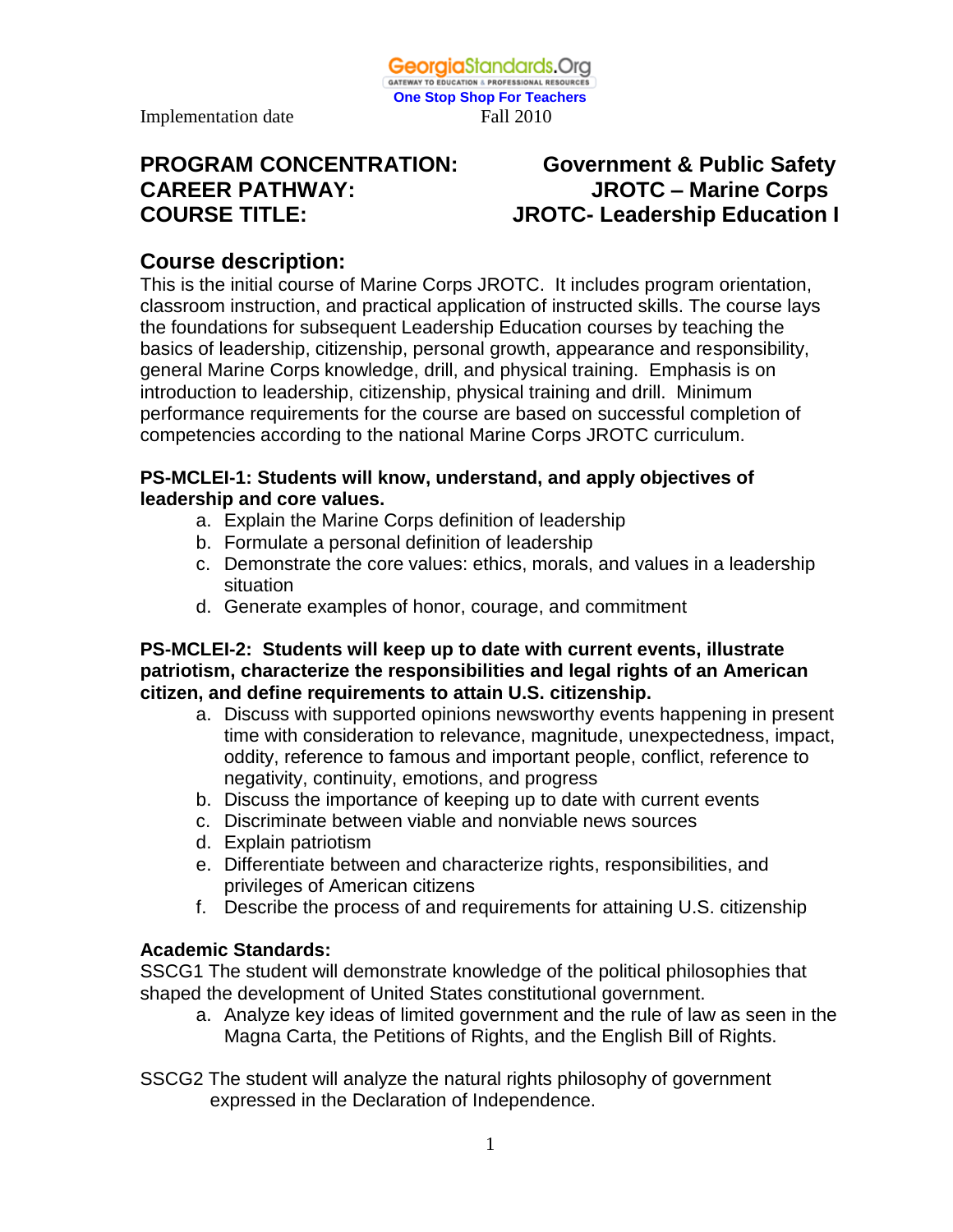Implementation date Fall 2010

**PROGRAM CONCENTRATION:** Government & Public Safety
**CAREER PATHWAY:** JROTC – Marine Corps
**COURSE TITLE:** JROTC- Leadership Education I

## Course description:

This is the initial course of Marine Corps JROTC. It includes program orientation, classroom instruction, and practical application of instructed skills. The course lays the foundations for subsequent Leadership Education courses by teaching the basics of leadership, citizenship, personal growth, appearance and responsibility, general Marine Corps knowledge, drill, and physical training. Emphasis is on introduction to leadership, citizenship, physical training and drill. Minimum performance requirements for the course are based on successful completion of competencies according to the national Marine Corps JROTC curriculum.

**PS-MCLEI-1: Students will know, understand, and apply objectives of leadership and core values.**

a. Explain the Marine Corps definition of leadership
b. Formulate a personal definition of leadership
c. Demonstrate the core values: ethics, morals, and values in a leadership situation
d. Generate examples of honor, courage, and commitment

**PS-MCLEI-2: Students will keep up to date with current events, illustrate patriotism, characterize the responsibilities and legal rights of an American citizen, and define requirements to attain U.S. citizenship.**

a. Discuss with supported opinions newsworthy events happening in present time with consideration to relevance, magnitude, unexpectedness, impact, oddity, reference to famous and important people, conflict, reference to negativity, continuity, emotions, and progress
b. Discuss the importance of keeping up to date with current events
c. Discriminate between viable and nonviable news sources
d. Explain patriotism
e. Differentiate between and characterize rights, responsibilities, and privileges of American citizens
f. Describe the process of and requirements for attaining U.S. citizenship

**Academic Standards:**

SSCG1 The student will demonstrate knowledge of the political philosophies that shaped the development of United States constitutional government.

a. Analyze key ideas of limited government and the rule of law as seen in the Magna Carta, the Petitions of Rights, and the English Bill of Rights.

SSCG2 The student will analyze the natural rights philosophy of government expressed in the Declaration of Independence.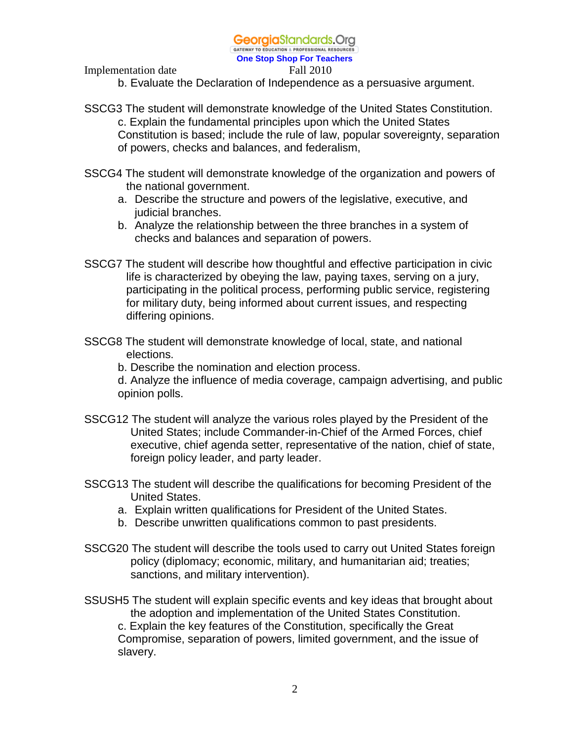b. Evaluate the Declaration of Independence as a persuasive argument.

SSCG3 The student will demonstrate knowledge of the United States Constitution.

c. Explain the fundamental principles upon which the United States Constitution is based; include the rule of law, popular sovereignty, separation of powers, checks and balances, and federalism,

SSCG4 The student will demonstrate knowledge of the organization and powers of the national government.

a. Describe the structure and powers of the legislative, executive, and judicial branches.
b. Analyze the relationship between the three branches in a system of checks and balances and separation of powers.

SSCG7 The student will describe how thoughtful and effective participation in civic life is characterized by obeying the law, paying taxes, serving on a jury, participating in the political process, performing public service, registering for military duty, being informed about current issues, and respecting differing opinions.

SSCG8 The student will demonstrate knowledge of local, state, and national elections.

b. Describe the nomination and election process.

d. Analyze the influence of media coverage, campaign advertising, and public opinion polls.

SSCG12 The student will analyze the various roles played by the President of the United States; include Commander-in-Chief of the Armed Forces, chief executive, chief agenda setter, representative of the nation, chief of state, foreign policy leader, and party leader.

SSCG13 The student will describe the qualifications for becoming President of the United States.

a. Explain written qualifications for President of the United States.
b. Describe unwritten qualifications common to past presidents.

SSCG20 The student will describe the tools used to carry out United States foreign policy (diplomacy; economic, military, and humanitarian aid; treaties; sanctions, and military intervention).

SSUSH5 The student will explain specific events and key ideas that brought about the adoption and implementation of the United States Constitution.

c. Explain the key features of the Constitution, specifically the Great Compromise, separation of powers, limited government, and the issue of slavery.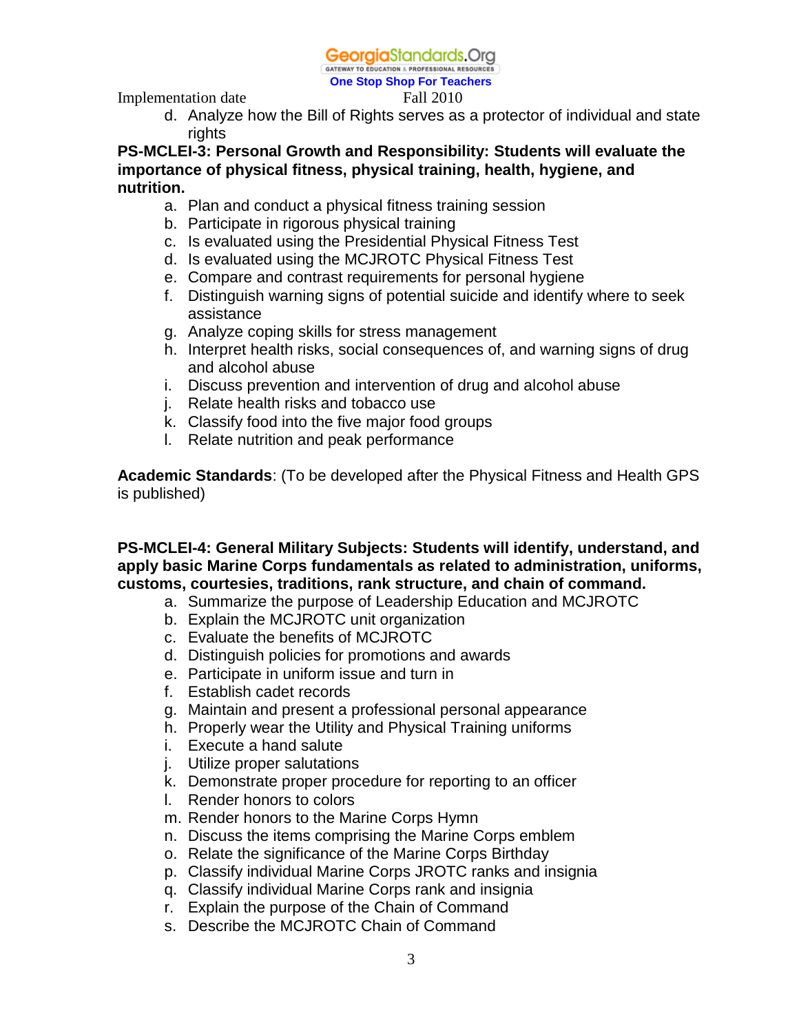d. Analyze how the Bill of Rights serves as a protector of individual and state rights

**PS-MCLEI-3: Personal Growth and Responsibility: Students will evaluate the importance of physical fitness, physical training, health, hygiene, and nutrition.**

a. Plan and conduct a physical fitness training session
b. Participate in rigorous physical training
c. Is evaluated using the Presidential Physical Fitness Test
d. Is evaluated using the MCJROTC Physical Fitness Test
e. Compare and contrast requirements for personal hygiene
f. Distinguish warning signs of potential suicide and identify where to seek assistance
g. Analyze coping skills for stress management
h. Interpret health risks, social consequences of, and warning signs of drug and alcohol abuse
i. Discuss prevention and intervention of drug and alcohol abuse
j. Relate health risks and tobacco use
k. Classify food into the five major food groups
l. Relate nutrition and peak performance

**Academic Standards**: (To be developed after the Physical Fitness and Health GPS is published)

**PS-MCLEI-4: General Military Subjects: Students will identify, understand, and apply basic Marine Corps fundamentals as related to administration, uniforms, customs, courtesies, traditions, rank structure, and chain of command.**

a. Summarize the purpose of Leadership Education and MCJROTC
b. Explain the MCJROTC unit organization
c. Evaluate the benefits of MCJROTC
d. Distinguish policies for promotions and awards
e. Participate in uniform issue and turn in
f. Establish cadet records
g. Maintain and present a professional personal appearance
h. Properly wear the Utility and Physical Training uniforms
i. Execute a hand salute
j. Utilize proper salutations
k. Demonstrate proper procedure for reporting to an officer
l. Render honors to colors
m. Render honors to the Marine Corps Hymn
n. Discuss the items comprising the Marine Corps emblem
o. Relate the significance of the Marine Corps Birthday
p. Classify individual Marine Corps JROTC ranks and insignia
q. Classify individual Marine Corps rank and insignia
r. Explain the purpose of the Chain of Command
s. Describe the MCJROTC Chain of Command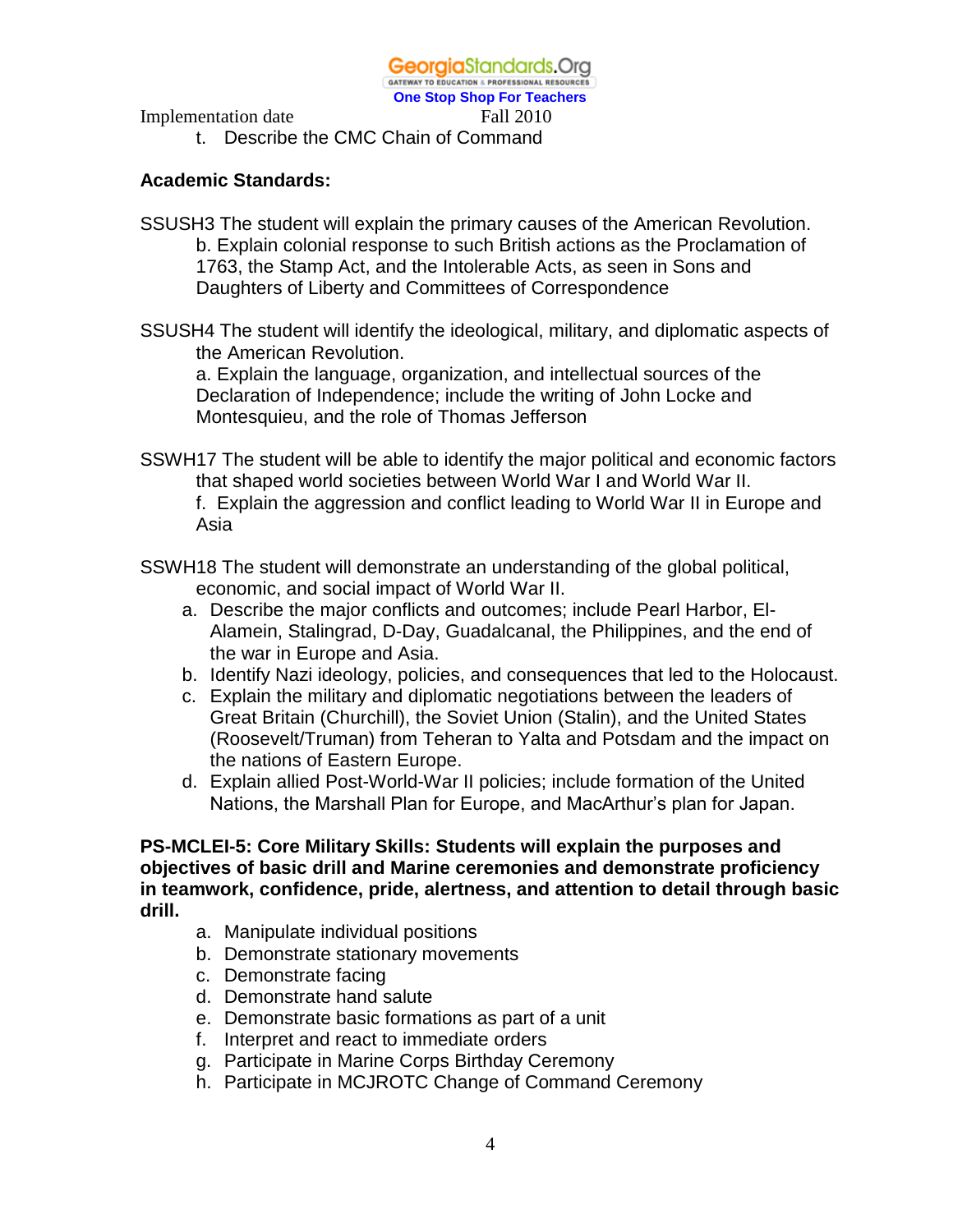t. Describe the CMC Chain of Command

**Academic Standards:**

SSUSH3 The student will explain the primary causes of the American Revolution.

b. Explain colonial response to such British actions as the Proclamation of 1763, the Stamp Act, and the Intolerable Acts, as seen in Sons and Daughters of Liberty and Committees of Correspondence

SSUSH4 The student will identify the ideological, military, and diplomatic aspects of the American Revolution.

a. Explain the language, organization, and intellectual sources of the Declaration of Independence; include the writing of John Locke and Montesquieu, and the role of Thomas Jefferson

SSWH17 The student will be able to identify the major political and economic factors that shaped world societies between World War I and World War II.

f. Explain the aggression and conflict leading to World War II in Europe and Asia

SSWH18 The student will demonstrate an understanding of the global political, economic, and social impact of World War II.

a. Describe the major conflicts and outcomes; include Pearl Harbor, El-Alamein, Stalingrad, D-Day, Guadalcanal, the Philippines, and the end of the war in Europe and Asia.
b. Identify Nazi ideology, policies, and consequences that led to the Holocaust.
c. Explain the military and diplomatic negotiations between the leaders of Great Britain (Churchill), the Soviet Union (Stalin), and the United States (Roosevelt/Truman) from Teheran to Yalta and Potsdam and the impact on the nations of Eastern Europe.
d. Explain allied Post-World-War II policies; include formation of the United Nations, the Marshall Plan for Europe, and MacArthur's plan for Japan.

**PS-MCLEI-5: Core Military Skills: Students will explain the purposes and objectives of basic drill and Marine ceremonies and demonstrate proficiency in teamwork, confidence, pride, alertness, and attention to detail through basic drill.**

a. Manipulate individual positions
b. Demonstrate stationary movements
c. Demonstrate facing
d. Demonstrate hand salute
e. Demonstrate basic formations as part of a unit
f. Interpret and react to immediate orders
g. Participate in Marine Corps Birthday Ceremony
h. Participate in MCJROTC Change of Command Ceremony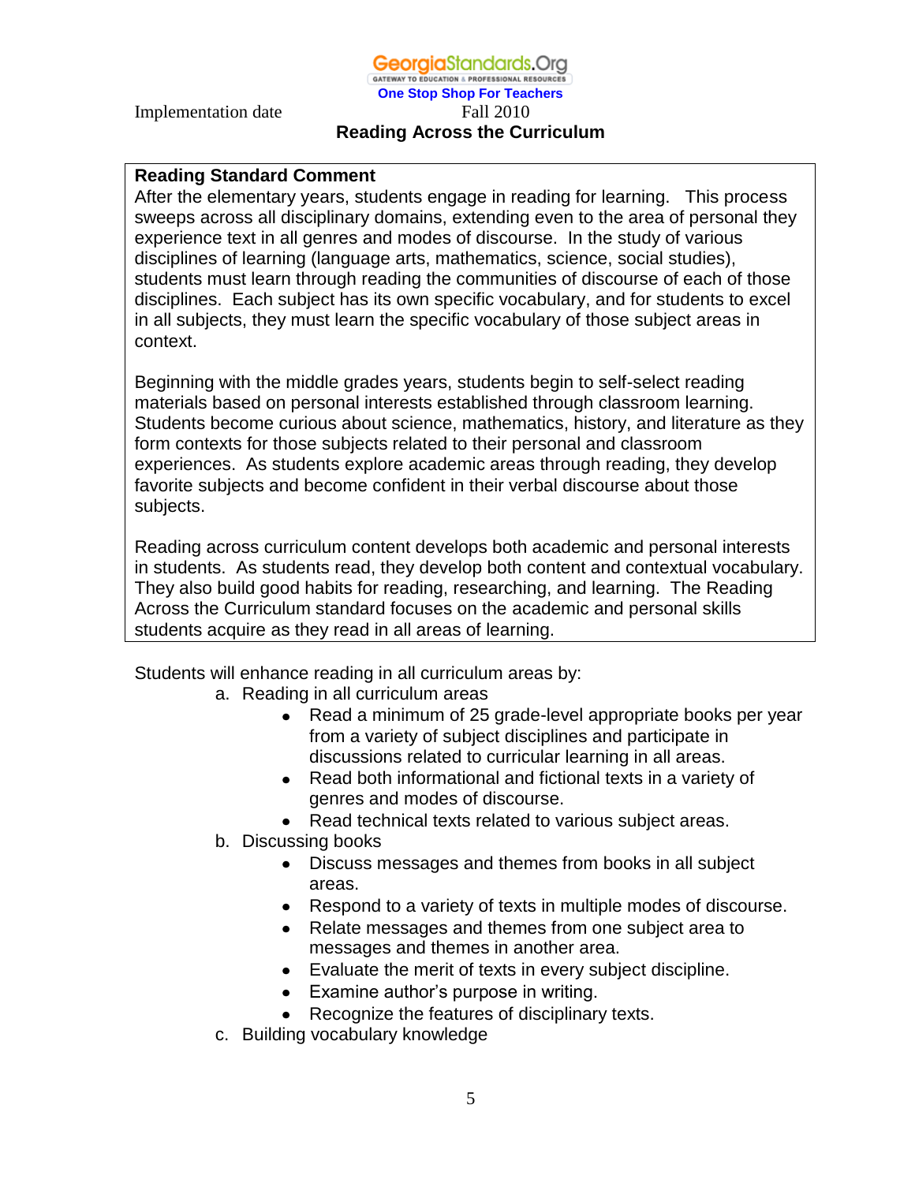Implementation date Fall 2010

## Reading Across the Curriculum

**Reading Standard Comment**

After the elementary years, students engage in reading for learning. This process sweeps across all disciplinary domains, extending even to the area of personal they experience text in all genres and modes of discourse. In the study of various disciplines of learning (language arts, mathematics, science, social studies), students must learn through reading the communities of discourse of each of those disciplines. Each subject has its own specific vocabulary, and for students to excel in all subjects, they must learn the specific vocabulary of those subject areas in context.

Beginning with the middle grades years, students begin to self-select reading materials based on personal interests established through classroom learning. Students become curious about science, mathematics, history, and literature as they form contexts for those subjects related to their personal and classroom experiences. As students explore academic areas through reading, they develop favorite subjects and become confident in their verbal discourse about those subjects.

Reading across curriculum content develops both academic and personal interests in students. As students read, they develop both content and contextual vocabulary. They also build good habits for reading, researching, and learning. The Reading Across the Curriculum standard focuses on the academic and personal skills students acquire as they read in all areas of learning.

Students will enhance reading in all curriculum areas by:

a. Reading in all curriculum areas
   - Read a minimum of 25 grade-level appropriate books per year from a variety of subject disciplines and participate in discussions related to curricular learning in all areas.
   - Read both informational and fictional texts in a variety of genres and modes of discourse.
   - Read technical texts related to various subject areas.

b. Discussing books
   - Discuss messages and themes from books in all subject areas.
   - Respond to a variety of texts in multiple modes of discourse.
   - Relate messages and themes from one subject area to messages and themes in another area.
   - Evaluate the merit of texts in every subject discipline.
   - Examine author's purpose in writing.
   - Recognize the features of disciplinary texts.

c. Building vocabulary knowledge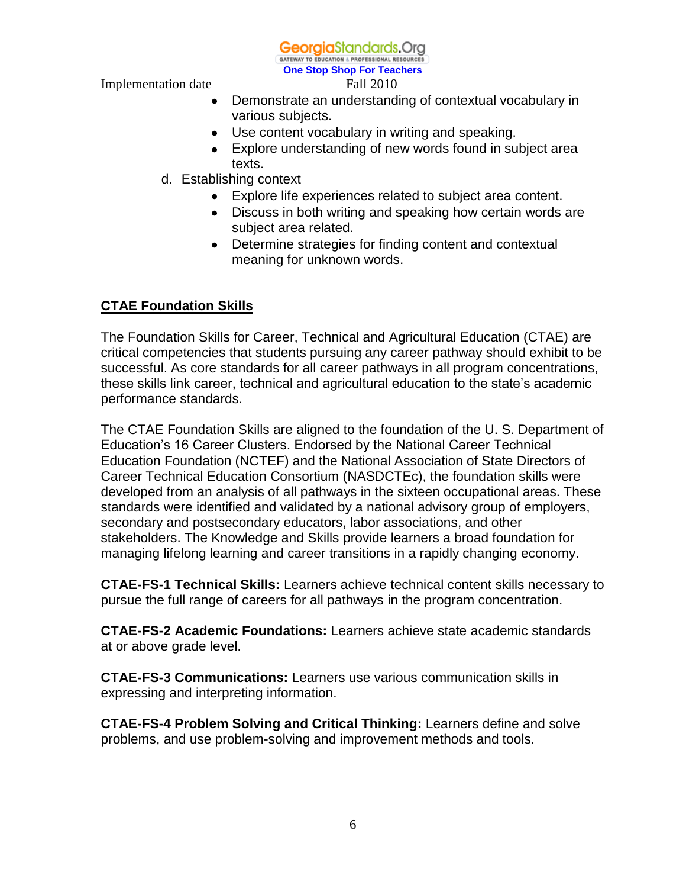- Demonstrate an understanding of contextual vocabulary in various subjects.
- Use content vocabulary in writing and speaking.
- Explore understanding of new words found in subject area texts.

d. Establishing context

- Explore life experiences related to subject area content.
- Discuss in both writing and speaking how certain words are subject area related.
- Determine strategies for finding content and contextual meaning for unknown words.

## CTAE Foundation Skills

The Foundation Skills for Career, Technical and Agricultural Education (CTAE) are critical competencies that students pursuing any career pathway should exhibit to be successful. As core standards for all career pathways in all program concentrations, these skills link career, technical and agricultural education to the state's academic performance standards.

The CTAE Foundation Skills are aligned to the foundation of the U. S. Department of Education's 16 Career Clusters. Endorsed by the National Career Technical Education Foundation (NCTEF) and the National Association of State Directors of Career Technical Education Consortium (NASDCTEc), the foundation skills were developed from an analysis of all pathways in the sixteen occupational areas. These standards were identified and validated by a national advisory group of employers, secondary and postsecondary educators, labor associations, and other stakeholders. The Knowledge and Skills provide learners a broad foundation for managing lifelong learning and career transitions in a rapidly changing economy.

**CTAE-FS-1 Technical Skills:** Learners achieve technical content skills necessary to pursue the full range of careers for all pathways in the program concentration.

**CTAE-FS-2 Academic Foundations:** Learners achieve state academic standards at or above grade level.

**CTAE-FS-3 Communications:** Learners use various communication skills in expressing and interpreting information.

**CTAE-FS-4 Problem Solving and Critical Thinking:** Learners define and solve problems, and use problem-solving and improvement methods and tools.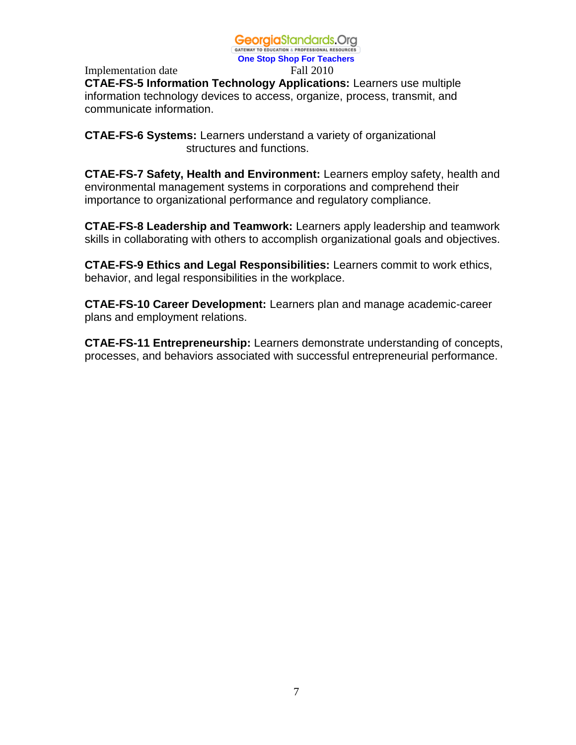Implementation date Fall 2010

**CTAE-FS-5 Information Technology Applications:** Learners use multiple information technology devices to access, organize, process, transmit, and communicate information.

**CTAE-FS-6 Systems:** Learners understand a variety of organizational structures and functions.

**CTAE-FS-7 Safety, Health and Environment:** Learners employ safety, health and environmental management systems in corporations and comprehend their importance to organizational performance and regulatory compliance.

**CTAE-FS-8 Leadership and Teamwork:** Learners apply leadership and teamwork skills in collaborating with others to accomplish organizational goals and objectives.

**CTAE-FS-9 Ethics and Legal Responsibilities:** Learners commit to work ethics, behavior, and legal responsibilities in the workplace.

**CTAE-FS-10 Career Development:** Learners plan and manage academic-career plans and employment relations.

**CTAE-FS-11 Entrepreneurship:** Learners demonstrate understanding of concepts, processes, and behaviors associated with successful entrepreneurial performance.